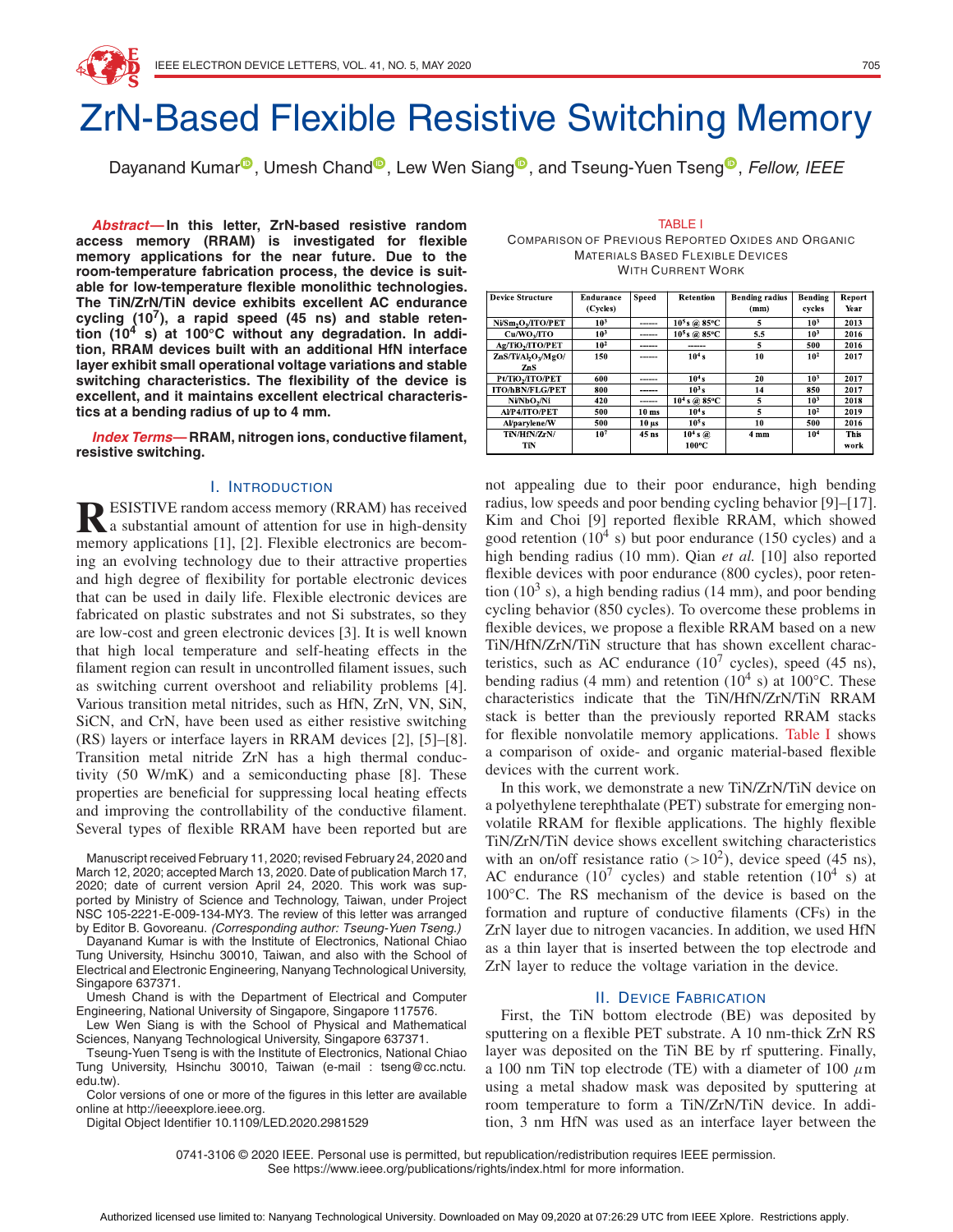# ZrN-Based Flexible Resistive Switching Memory

Dayanand Kumar, Umesh Chand, Lew Wen Siang, and Tseung-Yuen Tseng, *Fellow, IEEE*

***Abstract*—In this letter, ZrN-based resistive random access memory (RRAM) is investigated for flexible memory applications for the near future. Due to the room-temperature fabrication process, the device is suitable for low-temperature flexible monolithic technologies. The TiN/ZrN/TiN device exhibits excellent AC endurance cycling ($10^7$), a rapid speed (45 ns) and stable retention ($10^4$ s) at 100°C without any degradation. In addition, RRAM devices built with an additional HfN interface layer exhibit small operational voltage variations and stable switching characteristics. The flexibility of the device is excellent, and it maintains excellent electrical characteristics at a bending radius of up to 4 mm.**

***Index Terms*—RRAM, nitrogen ions, conductive filament, resistive switching.**

## I. Introduction

Resistive random access memory (RRAM) has received a substantial amount of attention for use in high-density memory applications [1], [2]. Flexible electronics are becoming an evolving technology due to their attractive properties and high degree of flexibility for portable electronic devices that can be used in daily life. Flexible electronic devices are fabricated on plastic substrates and not Si substrates, so they are low-cost and green electronic devices [3]. It is well known that high local temperature and self-heating effects in the filament region can result in uncontrolled filament issues, such as switching current overshoot and reliability problems [4]. Various transition metal nitrides, such as HfN, ZrN, VN, SiN, SiCN, and CrN, have been used as either resistive switching (RS) layers or interface layers in RRAM devices [2], [5]–[8]. Transition metal nitride ZrN has a high thermal conductivity (50 W/mK) and a semiconducting phase [8]. These properties are beneficial for suppressing local heating effects and improving the controllability of the conductive filament. Several types of flexible RRAM have been reported but are not appealing due to their poor endurance, high bending radius, low speeds and poor bending cycling behavior [9]–[17]. Kim and Choi [9] reported flexible RRAM, which showed good retention ($10^4$ s) but poor endurance (150 cycles) and a high bending radius (10 mm). Qian *et al.* [10] also reported flexible devices with poor endurance (800 cycles), poor retention ($10^3$ s), a high bending radius (14 mm), and poor bending cycling behavior (850 cycles). To overcome these problems in flexible devices, we propose a flexible RRAM based on a new TiN/HfN/ZrN/TiN structure that has shown excellent characteristics, such as AC endurance ($10^7$ cycles), speed (45 ns), bending radius (4 mm) and retention ($10^4$ s) at 100°C. These characteristics indicate that the TiN/HfN/ZrN/TiN RRAM stack is better than the previously reported RRAM stacks for flexible nonvolatile memory applications. Table I shows a comparison of oxide- and organic material-based flexible devices with the current work.

TABLE I
Comparison of Previous Reported Oxides and Organic Materials Based Flexible Devices With Current Work

| Device Structure | Endurance (Cycles) | Speed | Retention | Bending radius (mm) | Bending cycles | Report Year |
|---|---|---|---|---|---|---|
| Ni/$Sm_2O_3$/ITO/PET | $10^3$ | ------ | $10^5$ s @ 85°C | 5 | $10^3$ | 2013 |
| Cu/$WO_3$/ITO | $10^3$ | ------ | $10^5$ s @ 85°C | 5.5 | $10^3$ | 2016 |
| Ag/$TiO_2$/ITO/PET | $10^2$ | ------ | ------ | 5 | 500 | 2016 |
| ZnS/Ti/$Al_2O_3$/MgO/ZnS | 150 | ------ | $10^4$ s | 10 | $10^2$ | 2017 |
| Pt/$TiO_2$/ITO/PET | 600 | ------ | $10^4$ s | 20 | $10^3$ | 2017 |
| ITO/hBN/FLG/PET | 800 | ------ | $10^3$ s | 14 | 850 | 2017 |
| Ni/$NbO_x$/Ni | 420 | ------ | $10^4$ s @ 85°C | 5 | $10^3$ | 2018 |
| Al/P4/ITO/PET | 500 | 10 ms | $10^4$ s | 5 | $10^2$ | 2019 |
| Al/parylene/W | 500 | 10 µs | $10^5$ s | 10 | 500 | 2016 |
| TiN/HfN/ZrN/TiN | $10^7$ | 45 ns | $10^4$ s @ 100°C | 4 mm | $10^4$ | This work |

In this work, we demonstrate a new TiN/ZrN/TiN device on a polyethylene terephthalate (PET) substrate for emerging nonvolatile RRAM for flexible applications. The highly flexible TiN/ZrN/TiN device shows excellent switching characteristics with an on/off resistance ratio ($>10^2$), device speed (45 ns), AC endurance ($10^7$ cycles) and stable retention ($10^4$ s) at 100°C. The RS mechanism of the device is based on the formation and rupture of conductive filaments (CFs) in the ZrN layer due to nitrogen vacancies. In addition, we used HfN as a thin layer that is inserted between the top electrode and ZrN layer to reduce the voltage variation in the device.

## II. Device Fabrication

First, the TiN bottom electrode (BE) was deposited by sputtering on a flexible PET substrate. A 10 nm-thick ZrN RS layer was deposited on the TiN BE by rf sputtering. Finally, a 100 nm TiN top electrode (TE) with a diameter of 100 $\mu$m using a metal shadow mask was deposited by sputtering at room temperature to form a TiN/ZrN/TiN device. In addition, 3 nm HfN was used as an interface layer between the

Manuscript received February 11, 2020; revised February 24, 2020 and March 12, 2020; accepted March 13, 2020. Date of publication March 17, 2020; date of current version April 24, 2020. This work was supported by Ministry of Science and Technology, Taiwan, under Project NSC 105-2221-E-009-134-MY3. The review of this letter was arranged by Editor B. Govoreanu. *(Corresponding author: Tseung-Yuen Tseng.)*

Dayanand Kumar is with the Institute of Electronics, National Chiao Tung University, Hsinchu 30010, Taiwan, and also with the School of Electrical and Electronic Engineering, Nanyang Technological University, Singapore 637371.

Umesh Chand is with the Department of Electrical and Computer Engineering, National University of Singapore, Singapore 117576.

Lew Wen Siang is with the School of Physical and Mathematical Sciences, Nanyang Technological University, Singapore 637371.

Tseung-Yuen Tseng is with the Institute of Electronics, National Chiao Tung University, Hsinchu 30010, Taiwan (e-mail: tseng@cc.nctu.edu.tw).

Color versions of one or more of the figures in this letter are available online at http://ieeexplore.ieee.org.

Digital Object Identifier 10.1109/LED.2020.2981529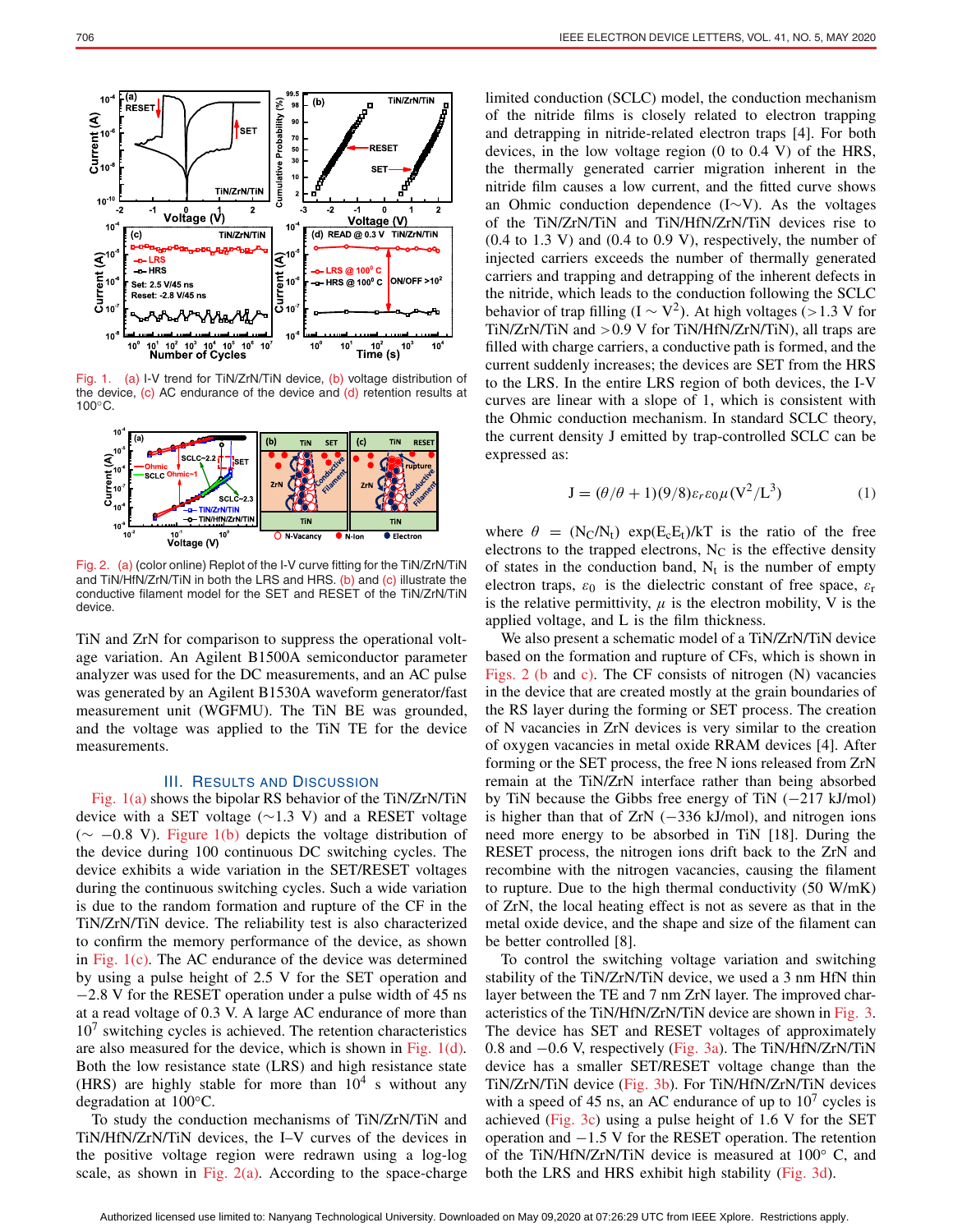Fig. 1. (a) I-V trend for TiN/ZrN/TiN device, (b) voltage distribution of the device, (c) AC endurance of the device and (d) retention results at 100°C.

Fig. 2. (a) (color online) Replot of the I-V curve fitting for the TiN/ZrN/TiN and TiN/HfN/ZrN/TiN in both the LRS and HRS. (b) and (c) illustrate the conductive filament model for the SET and RESET of the TiN/ZrN/TiN device.

TiN and ZrN for comparison to suppress the operational voltage variation. An Agilent B1500A semiconductor parameter analyzer was used for the DC measurements, and an AC pulse was generated by an Agilent B1530A waveform generator/fast measurement unit (WGFMU). The TiN BE was grounded, and the voltage was applied to the TiN TE for the device measurements.

## III. Results and Discussion

Fig. 1(a) shows the bipolar RS behavior of the TiN/ZrN/TiN device with a SET voltage (∼1.3 V) and a RESET voltage (∼ −0.8 V). Figure 1(b) depicts the voltage distribution of the device during 100 continuous DC switching cycles. The device exhibits a wide variation in the SET/RESET voltages during the continuous switching cycles. Such a wide variation is due to the random formation and rupture of the CF in the TiN/ZrN/TiN device. The reliability test is also characterized to confirm the memory performance of the device, as shown in Fig. 1(c). The AC endurance of the device was determined by using a pulse height of 2.5 V for the SET operation and −2.8 V for the RESET operation under a pulse width of 45 ns at a read voltage of 0.3 V. A large AC endurance of more than $10^7$ switching cycles is achieved. The retention characteristics are also measured for the device, which is shown in Fig. 1(d). Both the low resistance state (LRS) and high resistance state (HRS) are highly stable for more than $10^4$ s without any degradation at 100°C.

To study the conduction mechanisms of TiN/ZrN/TiN and TiN/HfN/ZrN/TiN devices, the I–V curves of the devices in the positive voltage region were redrawn using a log-log scale, as shown in Fig. 2(a). According to the space-charge limited conduction (SCLC) model, the conduction mechanism of the nitride films is closely related to electron trapping and detrapping in nitride-related electron traps [4]. For both devices, in the low voltage region (0 to 0.4 V) of the HRS, the thermally generated carrier migration inherent in the nitride film causes a low current, and the fitted curve shows an Ohmic conduction dependence (I∼V). As the voltages of the TiN/ZrN/TiN and TiN/HfN/ZrN/TiN devices rise to (0.4 to 1.3 V) and (0.4 to 0.9 V), respectively, the number of injected carriers exceeds the number of thermally generated carriers and trapping and detrapping of the inherent defects in the nitride, which leads to the conduction following the SCLC behavior of trap filling ($I \sim V^2$). At high voltages (>1.3 V for TiN/ZrN/TiN and >0.9 V for TiN/HfN/ZrN/TiN), all traps are filled with charge carriers, a conductive path is formed, and the current suddenly increases; the devices are SET from the HRS to the LRS. In the entire LRS region of both devices, the I-V curves are linear with a slope of 1, which is consistent with the Ohmic conduction mechanism. In standard SCLC theory, the current density J emitted by trap-controlled SCLC can be expressed as:

$$J = (\theta/\theta + 1)(9/8)\varepsilon_r \varepsilon_0 \mu (V^2/L^3) \tag{1}$$

where $\theta = (N_C/N_t)\ \exp(E_c E_t)/kT$ is the ratio of the free electrons to the trapped electrons, $N_C$ is the effective density of states in the conduction band, $N_t$ is the number of empty electron traps, $\varepsilon_0$ is the dielectric constant of free space, $\varepsilon_r$ is the relative permittivity, $\mu$ is the electron mobility, V is the applied voltage, and L is the film thickness.

We also present a schematic model of a TiN/ZrN/TiN device based on the formation and rupture of CFs, which is shown in Figs. 2 (b and c). The CF consists of nitrogen (N) vacancies in the device that are created mostly at the grain boundaries of the RS layer during the forming or SET process. The creation of N vacancies in ZrN devices is very similar to the creation of oxygen vacancies in metal oxide RRAM devices [4]. After forming or the SET process, the free N ions released from ZrN remain at the TiN/ZrN interface rather than being absorbed by TiN because the Gibbs free energy of TiN (−217 kJ/mol) is higher than that of ZrN (−336 kJ/mol), and nitrogen ions need more energy to be absorbed in TiN [18]. During the RESET process, the nitrogen ions drift back to the ZrN and recombine with the nitrogen vacancies, causing the filament to rupture. Due to the high thermal conductivity (50 W/mK) of ZrN, the local heating effect is not as severe as that in the metal oxide device, and the shape and size of the filament can be better controlled [8].

To control the switching voltage variation and switching stability of the TiN/ZrN/TiN device, we used a 3 nm HfN thin layer between the TE and 7 nm ZrN layer. The improved characteristics of the TiN/HfN/ZrN/TiN device are shown in Fig. 3. The device has SET and RESET voltages of approximately 0.8 and −0.6 V, respectively (Fig. 3a). The TiN/HfN/ZrN/TiN device has a smaller SET/RESET voltage change than the TiN/ZrN/TiN device (Fig. 3b). For TiN/HfN/ZrN/TiN devices with a speed of 45 ns, an AC endurance of up to $10^7$ cycles is achieved (Fig. 3c) using a pulse height of 1.6 V for the SET operation and −1.5 V for the RESET operation. The retention of the TiN/HfN/ZrN/TiN device is measured at 100° C, and both the LRS and HRS exhibit high stability (Fig. 3d).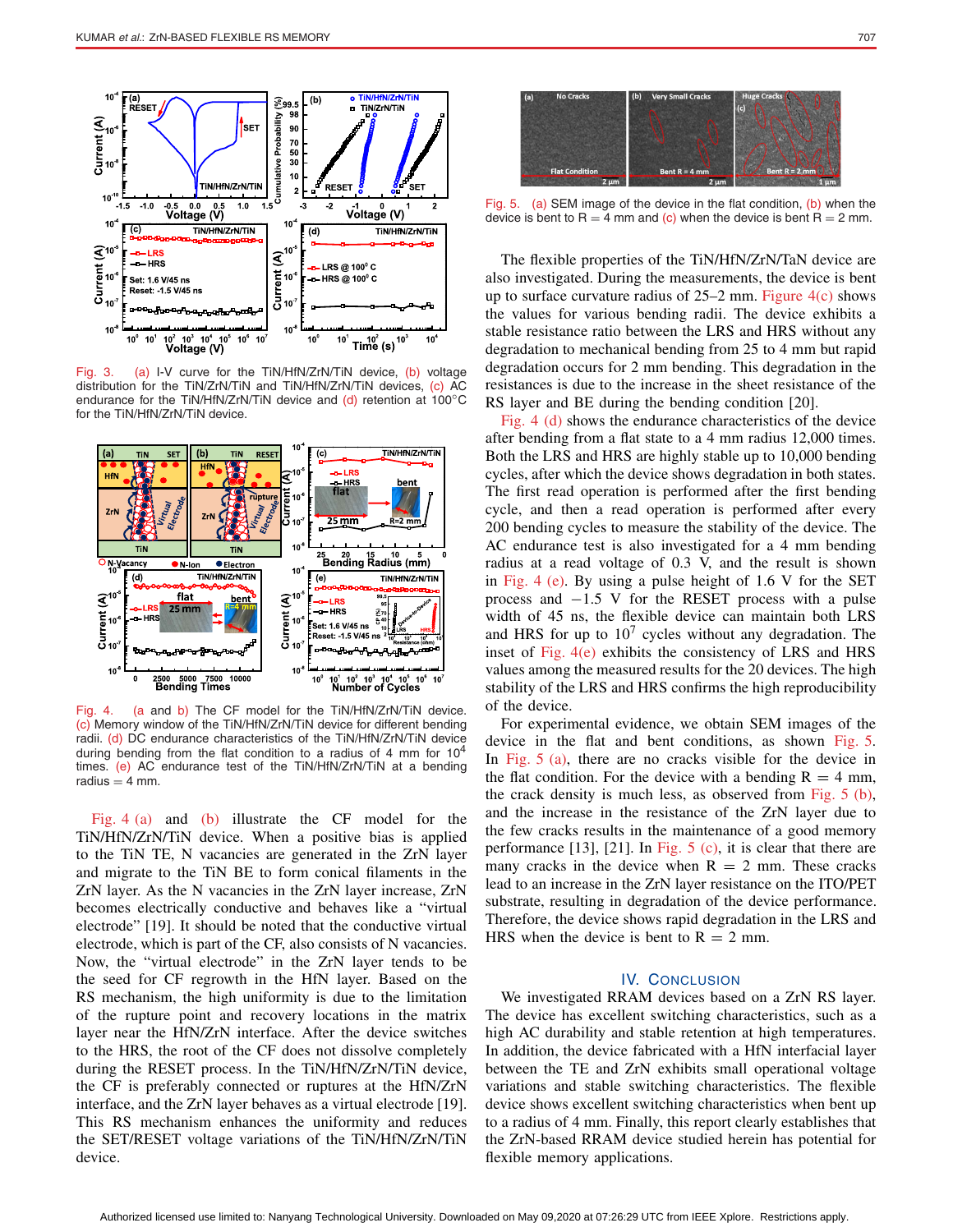Fig. 3. (a) I-V curve for the TiN/HfN/ZrN/TiN device, (b) voltage distribution for the TiN/ZrN/TiN and TiN/HfN/ZrN/TiN devices, (c) AC endurance for the TiN/HfN/ZrN/TiN device and (d) retention at 100°C for the TiN/HfN/ZrN/TiN device.

Fig. 4. (a and b) The CF model for the TiN/HfN/ZrN/TiN device. (c) Memory window of the TiN/HfN/ZrN/TiN device for different bending radii. (d) DC endurance characteristics of the TiN/HfN/ZrN/TiN device during bending from the flat condition to a radius of 4 mm for $10^4$ times. (e) AC endurance test of the TiN/HfN/ZrN/TiN at a bending radius = 4 mm.

Fig. 4 (a) and (b) illustrate the CF model for the TiN/HfN/ZrN/TiN device. When a positive bias is applied to the TiN TE, N vacancies are generated in the ZrN layer and migrate to the TiN BE to form conical filaments in the ZrN layer. As the N vacancies in the ZrN layer increase, ZrN becomes electrically conductive and behaves like a "virtual electrode" [19]. It should be noted that the conductive virtual electrode, which is part of the CF, also consists of N vacancies. Now, the "virtual electrode" in the ZrN layer tends to be the seed for CF regrowth in the HfN layer. Based on the RS mechanism, the high uniformity is due to the limitation of the rupture point and recovery locations in the matrix layer near the HfN/ZrN interface. After the device switches to the HRS, the root of the CF does not dissolve completely during the RESET process. In the TiN/HfN/ZrN/TiN device, the CF is preferably connected or ruptures at the HfN/ZrN interface, and the ZrN layer behaves as a virtual electrode [19]. This RS mechanism enhances the uniformity and reduces the SET/RESET voltage variations of the TiN/HfN/ZrN/TiN device.

Fig. 5. (a) SEM image of the device in the flat condition, (b) when the device is bent to R = 4 mm and (c) when the device is bent R = 2 mm.

The flexible properties of the TiN/HfN/ZrN/TaN device are also investigated. During the measurements, the device is bent up to surface curvature radius of 25–2 mm. Figure 4(c) shows the values for various bending radii. The device exhibits a stable resistance ratio between the LRS and HRS without any degradation to mechanical bending from 25 to 4 mm but rapid degradation occurs for 2 mm bending. This degradation in the resistances is due to the increase in the sheet resistance of the RS layer and BE during the bending condition [20].

Fig. 4 (d) shows the endurance characteristics of the device after bending from a flat state to a 4 mm radius 12,000 times. Both the LRS and HRS are highly stable up to 10,000 bending cycles, after which the device shows degradation in both states. The first read operation is performed after the first bending cycle, and then a read operation is performed after every 200 bending cycles to measure the stability of the device. The AC endurance test is also investigated for a 4 mm bending radius at a read voltage of 0.3 V, and the result is shown in Fig. 4 (e). By using a pulse height of 1.6 V for the SET process and −1.5 V for the RESET process with a pulse width of 45 ns, the flexible device can maintain both LRS and HRS for up to $10^7$ cycles without any degradation. The inset of Fig. 4(e) exhibits the consistency of LRS and HRS values among the measured results for the 20 devices. The high stability of the LRS and HRS confirms the high reproducibility of the device.

For experimental evidence, we obtain SEM images of the device in the flat and bent conditions, as shown Fig. 5. In Fig. 5 (a), there are no cracks visible for the device in the flat condition. For the device with a bending R = 4 mm, the crack density is much less, as observed from Fig. 5 (b), and the increase in the resistance of the ZrN layer due to the few cracks results in the maintenance of a good memory performance [13], [21]. In Fig. 5 (c), it is clear that there are many cracks in the device when R = 2 mm. These cracks lead to an increase in the ZrN layer resistance on the ITO/PET substrate, resulting in degradation of the device performance. Therefore, the device shows rapid degradation in the LRS and HRS when the device is bent to R = 2 mm.

## IV. Conclusion

We investigated RRAM devices based on a ZrN RS layer. The device has excellent switching characteristics, such as a high AC durability and stable retention at high temperatures. In addition, the device fabricated with a HfN interfacial layer between the TE and ZrN exhibits small operational voltage variations and stable switching characteristics. The flexible device shows excellent switching characteristics when bent up to a radius of 4 mm. Finally, this report clearly establishes that the ZrN-based RRAM device studied herein has potential for flexible memory applications.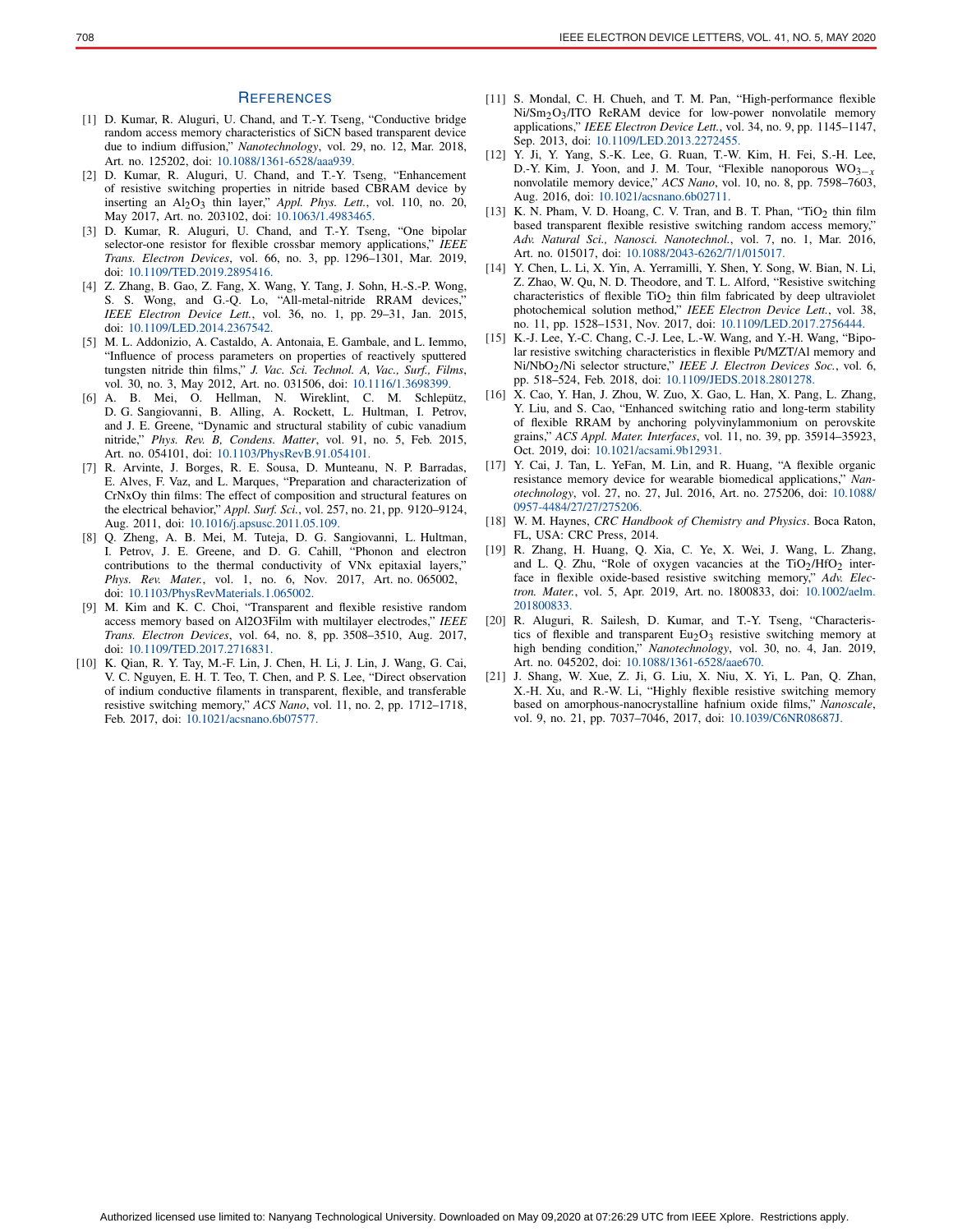## REFERENCES

[1] D. Kumar, R. Aluguri, U. Chand, and T.-Y. Tseng, "Conductive bridge random access memory characteristics of SiCN based transparent device due to indium diffusion," *Nanotechnology*, vol. 29, no. 12, Mar. 2018, Art. no. 125202, doi: 10.1088/1361-6528/aaa939.

[2] D. Kumar, R. Aluguri, U. Chand, and T.-Y. Tseng, "Enhancement of resistive switching properties in nitride based CBRAM device by inserting an $Al_2O_3$ thin layer," *Appl. Phys. Lett.*, vol. 110, no. 20, May 2017, Art. no. 203102, doi: 10.1063/1.4983465.

[3] D. Kumar, R. Aluguri, U. Chand, and T.-Y. Tseng, "One bipolar selector-one resistor for flexible crossbar memory applications," *IEEE Trans. Electron Devices*, vol. 66, no. 3, pp. 1296–1301, Mar. 2019, doi: 10.1109/TED.2019.2895416.

[4] Z. Zhang, B. Gao, Z. Fang, X. Wang, Y. Tang, J. Sohn, H.-S.-P. Wong, S. S. Wong, and G.-Q. Lo, "All-metal-nitride RRAM devices," *IEEE Electron Device Lett.*, vol. 36, no. 1, pp. 29–31, Jan. 2015, doi: 10.1109/LED.2014.2367542.

[5] M. L. Addonizio, A. Castaldo, A. Antonaia, E. Gambale, and L. Iemmo, "Influence of process parameters on properties of reactively sputtered tungsten nitride thin films," *J. Vac. Sci. Technol. A, Vac., Surf., Films*, vol. 30, no. 3, May 2012, Art. no. 031506, doi: 10.1116/1.3698399.

[6] A. B. Mei, O. Hellman, N. Wireklint, C. M. Schlepütz, D. G. Sangiovanni, B. Alling, A. Rockett, L. Hultman, I. Petrov, and J. E. Greene, "Dynamic and structural stability of cubic vanadium nitride," *Phys. Rev. B, Condens. Matter*, vol. 91, no. 5, Feb. 2015, Art. no. 054101, doi: 10.1103/PhysRevB.91.054101.

[7] R. Arvinte, J. Borges, R. E. Sousa, D. Munteanu, N. P. Barradas, E. Alves, F. Vaz, and L. Marques, "Preparation and characterization of CrNxOy thin films: The effect of composition and structural features on the electrical behavior," *Appl. Surf. Sci.*, vol. 257, no. 21, pp. 9120–9124, Aug. 2011, doi: 10.1016/j.apsusc.2011.05.109.

[8] Q. Zheng, A. B. Mei, M. Tuteja, D. G. Sangiovanni, L. Hultman, I. Petrov, J. E. Greene, and D. G. Cahill, "Phonon and electron contributions to the thermal conductivity of VNx epitaxial layers," *Phys. Rev. Mater.*, vol. 1, no. 6, Nov. 2017, Art. no. 065002, doi: 10.1103/PhysRevMaterials.1.065002.

[9] M. Kim and K. C. Choi, "Transparent and flexible resistive random access memory based on Al2O3Film with multilayer electrodes," *IEEE Trans. Electron Devices*, vol. 64, no. 8, pp. 3508–3510, Aug. 2017, doi: 10.1109/TED.2017.2716831.

[10] K. Qian, R. Y. Tay, M.-F. Lin, J. Chen, H. Li, J. Lin, J. Wang, G. Cai, V. C. Nguyen, E. H. T. Teo, T. Chen, and P. S. Lee, "Direct observation of indium conductive filaments in transparent, flexible, and transferable resistive switching memory," *ACS Nano*, vol. 11, no. 2, pp. 1712–1718, Feb. 2017, doi: 10.1021/acsnano.6b07577.

[11] S. Mondal, C. H. Chueh, and T. M. Pan, "High-performance flexible Ni/$Sm_2O_3$/ITO ReRAM device for low-power nonvolatile memory applications," *IEEE Electron Device Lett.*, vol. 34, no. 9, pp. 1145–1147, Sep. 2013, doi: 10.1109/LED.2013.2272455.

[12] Y. Ji, Y. Yang, S.-K. Lee, G. Ruan, T.-W. Kim, H. Fei, S.-H. Lee, D.-Y. Kim, J. Yoon, and J. M. Tour, "Flexible nanoporous $WO_{3-x}$ nonvolatile memory device," *ACS Nano*, vol. 10, no. 8, pp. 7598–7603, Aug. 2016, doi: 10.1021/acsnano.6b02711.

[13] K. N. Pham, V. D. Hoang, C. V. Tran, and B. T. Phan, "$TiO_2$ thin film based transparent flexible resistive switching random access memory," *Adv. Natural Sci., Nanosci. Nanotechnol.*, vol. 7, no. 1, Mar. 2016, Art. no. 015017, doi: 10.1088/2043-6262/7/1/015017.

[14] Y. Chen, L. Li, X. Yin, A. Yerramilli, Y. Shen, Y. Song, W. Bian, N. Li, Z. Zhao, W. Qu, N. D. Theodore, and T. L. Alford, "Resistive switching characteristics of flexible $TiO_2$ thin film fabricated by deep ultraviolet photochemical solution method," *IEEE Electron Device Lett.*, vol. 38, no. 11, pp. 1528–1531, Nov. 2017, doi: 10.1109/LED.2017.2756444.

[15] K.-J. Lee, Y.-C. Chang, C.-J. Lee, L.-W. Wang, and Y.-H. Wang, "Bipolar resistive switching characteristics in flexible Pt/MZT/Al memory and Ni/$NbO_2$/Ni selector structure," *IEEE J. Electron Devices Soc.*, vol. 6, pp. 518–524, Feb. 2018, doi: 10.1109/JEDS.2018.2801278.

[16] X. Cao, Y. Han, J. Zhou, W. Zuo, X. Gao, L. Han, X. Pang, L. Zhang, Y. Liu, and S. Cao, "Enhanced switching ratio and long-term stability of flexible RRAM by anchoring polyvinylammonium on perovskite grains," *ACS Appl. Mater. Interfaces*, vol. 11, no. 39, pp. 35914–35923, Oct. 2019, doi: 10.1021/acsami.9b12931.

[17] Y. Cai, J. Tan, L. YeFan, M. Lin, and R. Huang, "A flexible organic resistance memory device for wearable biomedical applications," *Nanotechnology*, vol. 27, no. 27, Jul. 2016, Art. no. 275206, doi: 10.1088/0957-4484/27/27/275206.

[18] W. M. Haynes, *CRC Handbook of Chemistry and Physics*. Boca Raton, FL, USA: CRC Press, 2014.

[19] R. Zhang, H. Huang, Q. Xia, C. Ye, X. Wei, J. Wang, L. Zhang, and L. Q. Zhu, "Role of oxygen vacancies at the $TiO_2$/$HfO_2$ interface in flexible oxide-based resistive switching memory," *Adv. Electron. Mater.*, vol. 5, Apr. 2019, Art. no. 1800833, doi: 10.1002/aelm.201800833.

[20] R. Aluguri, R. Sailesh, D. Kumar, and T.-Y. Tseng, "Characteristics of flexible and transparent $Eu_2O_3$ resistive switching memory at high bending condition," *Nanotechnology*, vol. 30, no. 4, Jan. 2019, Art. no. 045202, doi: 10.1088/1361-6528/aae670.

[21] J. Shang, W. Xue, Z. Ji, G. Liu, X. Niu, X. Yi, L. Pan, Q. Zhan, X.-H. Xu, and R.-W. Li, "Highly flexible resistive switching memory based on amorphous-nanocrystalline hafnium oxide films," *Nanoscale*, vol. 9, no. 21, pp. 7037–7046, 2017, doi: 10.1039/C6NR08687J.